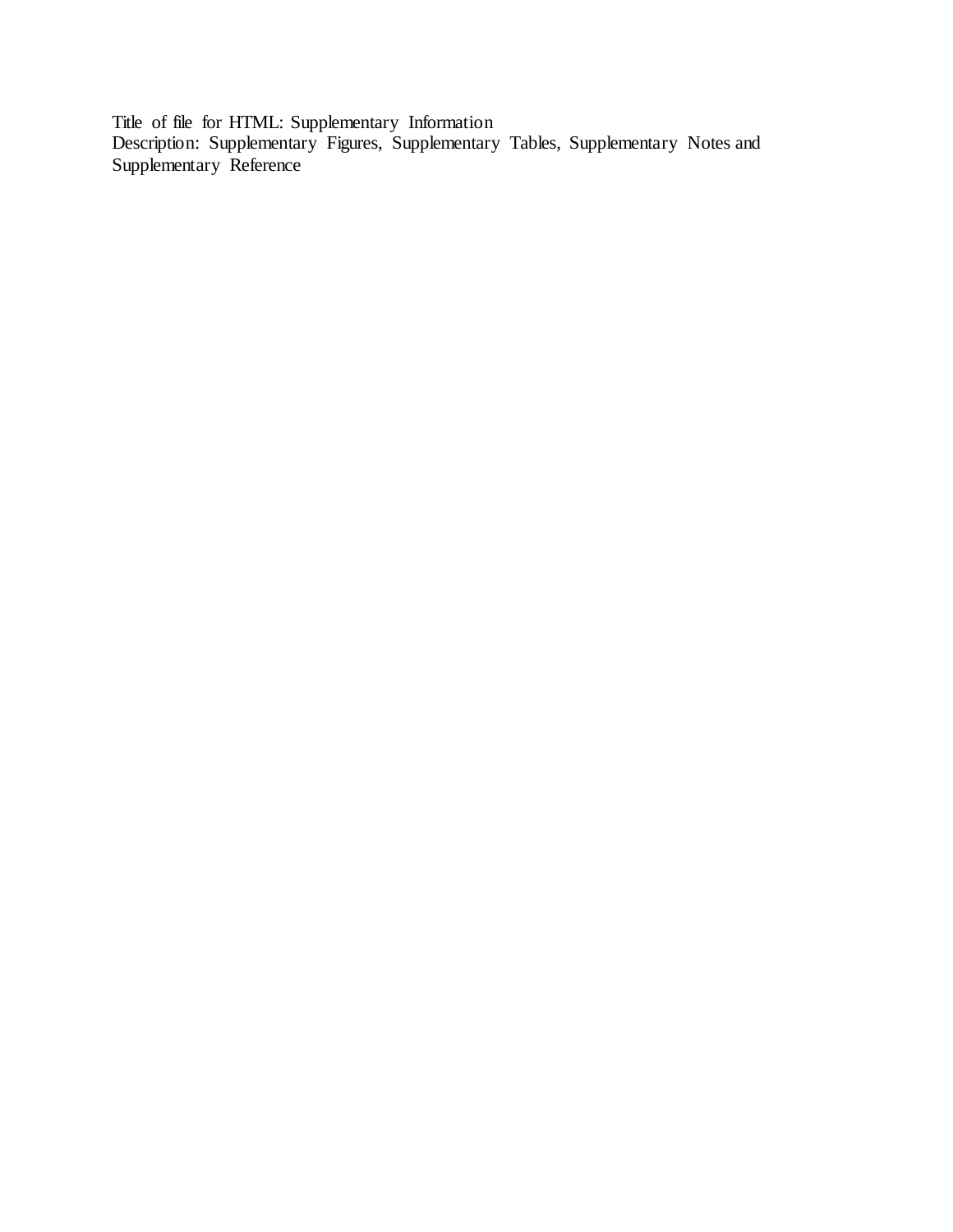Title of file for HTML: Supplementary Information
Description: Supplementary Figures, Supplementary Tables, Supplementary Notes and Supplementary Reference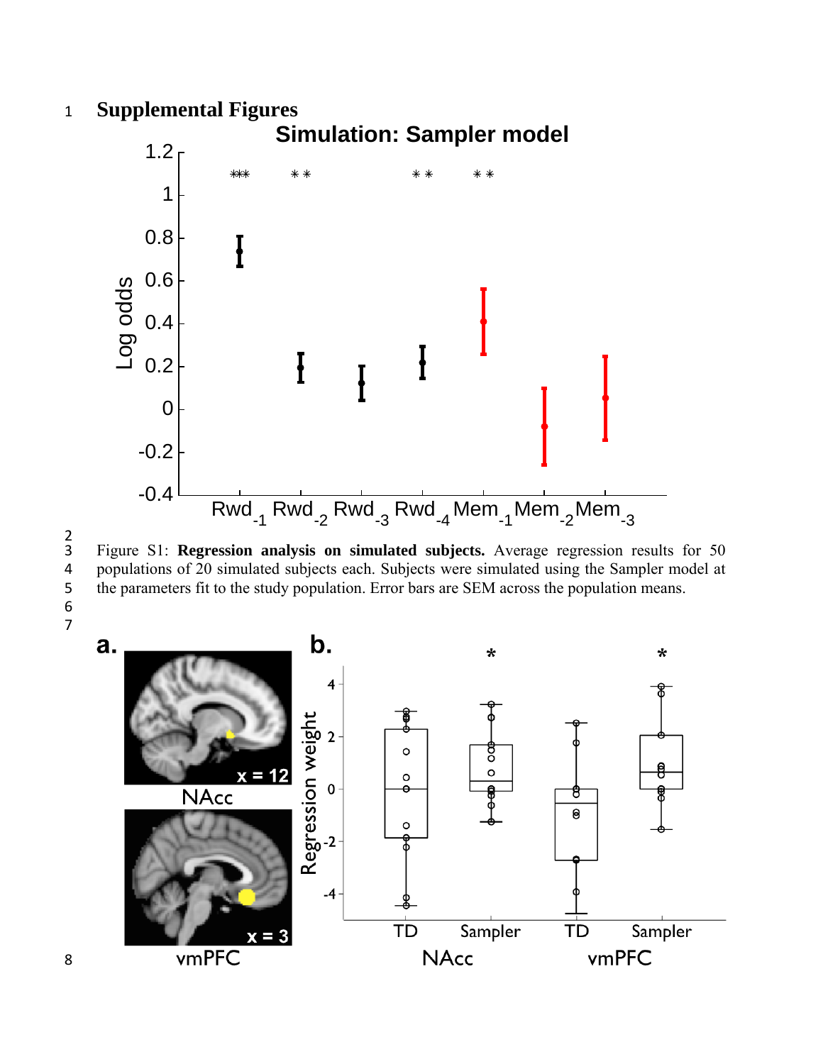# Supplemental Figures

Figure S1: **Regression analysis on simulated subjects.** Average regression results for 50 populations of 20 simulated subjects each. Subjects were simulated using the Sampler model at the parameters fit to the study population. Error bars are SEM across the population means.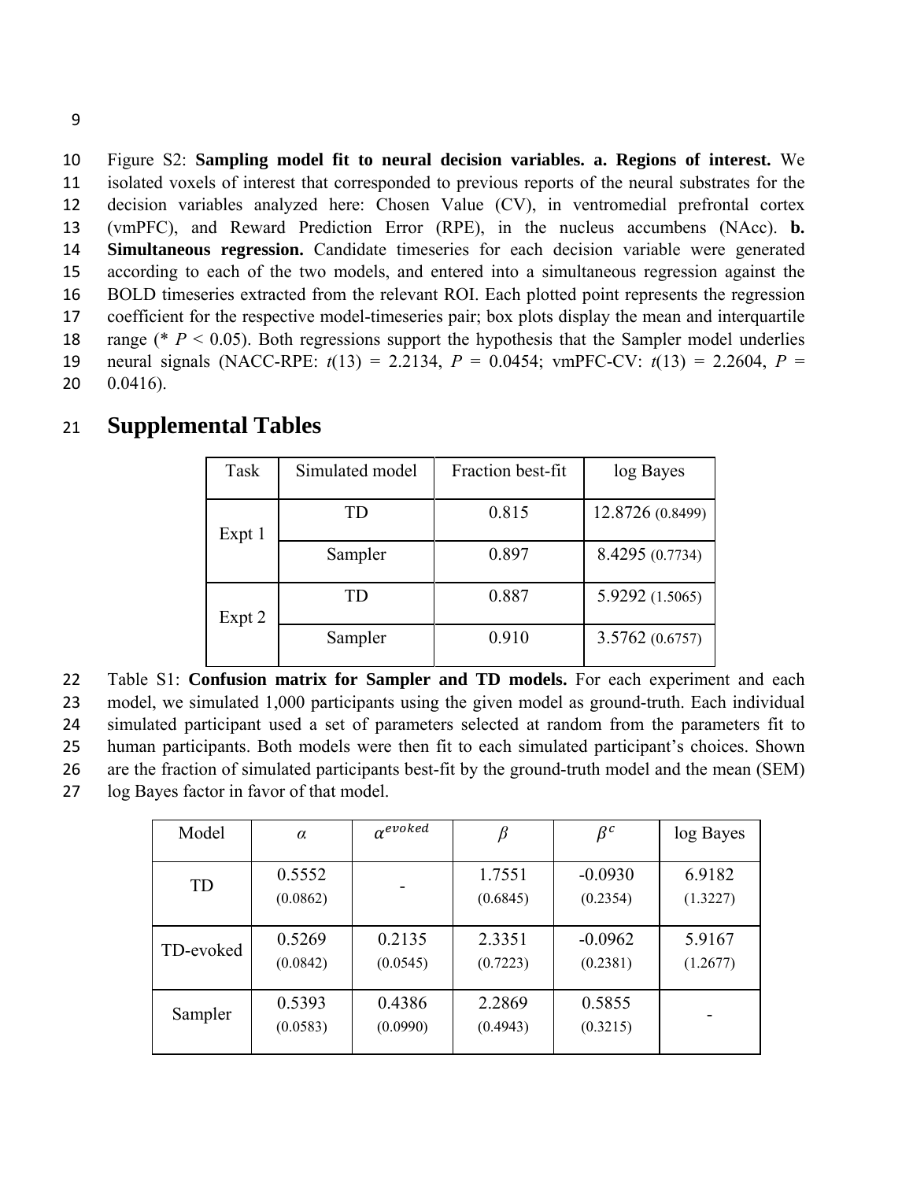Figure S2: **Sampling model fit to neural decision variables. a. Regions of interest.** We isolated voxels of interest that corresponded to previous reports of the neural substrates for the decision variables analyzed here: Chosen Value (CV), in ventromedial prefrontal cortex (vmPFC), and Reward Prediction Error (RPE), in the nucleus accumbens (NAcc). **b. Simultaneous regression.** Candidate timeseries for each decision variable were generated according to each of the two models, and entered into a simultaneous regression against the BOLD timeseries extracted from the relevant ROI. Each plotted point represents the regression coefficient for the respective model-timeseries pair; box plots display the mean and interquartile range (* $P < 0.05$). Both regressions support the hypothesis that the Sampler model underlies neural signals (NACC-RPE: $t(13) = 2.2134$, $P = 0.0454$; vmPFC-CV: $t(13) = 2.2604$, $P = 0.0416$).

# Supplemental Tables

| Task | Simulated model | Fraction best-fit | log Bayes |
|---|---|---|---|
| Expt 1 | TD | 0.815 | 12.8726 (0.8499) |
| | Sampler | 0.897 | 8.4295 (0.7734) |
| Expt 2 | TD | 0.887 | 5.9292 (1.5065) |
| | Sampler | 0.910 | 3.5762 (0.6757) |

Table S1: **Confusion matrix for Sampler and TD models.** For each experiment and each model, we simulated 1,000 participants using the given model as ground-truth. Each individual simulated participant used a set of parameters selected at random from the parameters fit to human participants. Both models were then fit to each simulated participant's choices. Shown are the fraction of simulated participants best-fit by the ground-truth model and the mean (SEM) log Bayes factor in favor of that model.

| Model | $\alpha$ | $\alpha^{evoked}$ | $\beta$ | $\beta^{c}$ | log Bayes |
|---|---|---|---|---|---|
| TD | 0.5552 (0.0862) | - | 1.7551 (0.6845) | -0.0930 (0.2354) | 6.9182 (1.3227) |
| TD-evoked | 0.5269 (0.0842) | 0.2135 (0.0545) | 2.3351 (0.7223) | -0.0962 (0.2381) | 5.9167 (1.2677) |
| Sampler | 0.5393 (0.0583) | 0.4386 (0.0990) | 2.2869 (0.4943) | 0.5855 (0.3215) | - |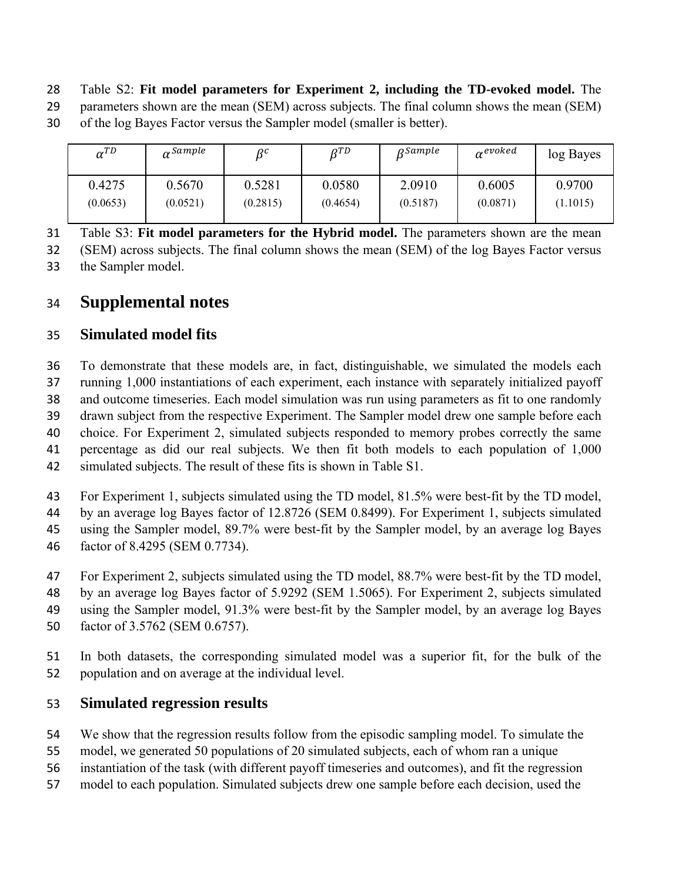Table S2: **Fit model parameters for Experiment 2, including the TD-evoked model.** The parameters shown are the mean (SEM) across subjects. The final column shows the mean (SEM) of the log Bayes Factor versus the Sampler model (smaller is better).

| $\alpha^{TD}$ | $\alpha^{Sample}$ | $\beta^{c}$ | $\beta^{TD}$ | $\beta^{Sample}$ | $\alpha^{evoked}$ | log Bayes |
|---|---|---|---|---|---|---|
| 0.4275 (0.0653) | 0.5670 (0.0521) | 0.5281 (0.2815) | 0.0580 (0.4654) | 2.0910 (0.5187) | 0.6005 (0.0871) | 0.9700 (1.1015) |

Table S3: **Fit model parameters for the Hybrid model.** The parameters shown are the mean (SEM) across subjects. The final column shows the mean (SEM) of the log Bayes Factor versus the Sampler model.

# Supplemental notes

## Simulated model fits

To demonstrate that these models are, in fact, distinguishable, we simulated the models each running 1,000 instantiations of each experiment, each instance with separately initialized payoff and outcome timeseries. Each model simulation was run using parameters as fit to one randomly drawn subject from the respective Experiment. The Sampler model drew one sample before each choice. For Experiment 2, simulated subjects responded to memory probes correctly the same percentage as did our real subjects. We then fit both models to each population of 1,000 simulated subjects. The result of these fits is shown in Table S1.

For Experiment 1, subjects simulated using the TD model, 81.5% were best-fit by the TD model, by an average log Bayes factor of 12.8726 (SEM 0.8499). For Experiment 1, subjects simulated using the Sampler model, 89.7% were best-fit by the Sampler model, by an average log Bayes factor of 8.4295 (SEM 0.7734).

For Experiment 2, subjects simulated using the TD model, 88.7% were best-fit by the TD model, by an average log Bayes factor of 5.9292 (SEM 1.5065). For Experiment 2, subjects simulated using the Sampler model, 91.3% were best-fit by the Sampler model, by an average log Bayes factor of 3.5762 (SEM 0.6757).

In both datasets, the corresponding simulated model was a superior fit, for the bulk of the population and on average at the individual level.

## Simulated regression results

We show that the regression results follow from the episodic sampling model. To simulate the model, we generated 50 populations of 20 simulated subjects, each of whom ran a unique instantiation of the task (with different payoff timeseries and outcomes), and fit the regression model to each population. Simulated subjects drew one sample before each decision, used the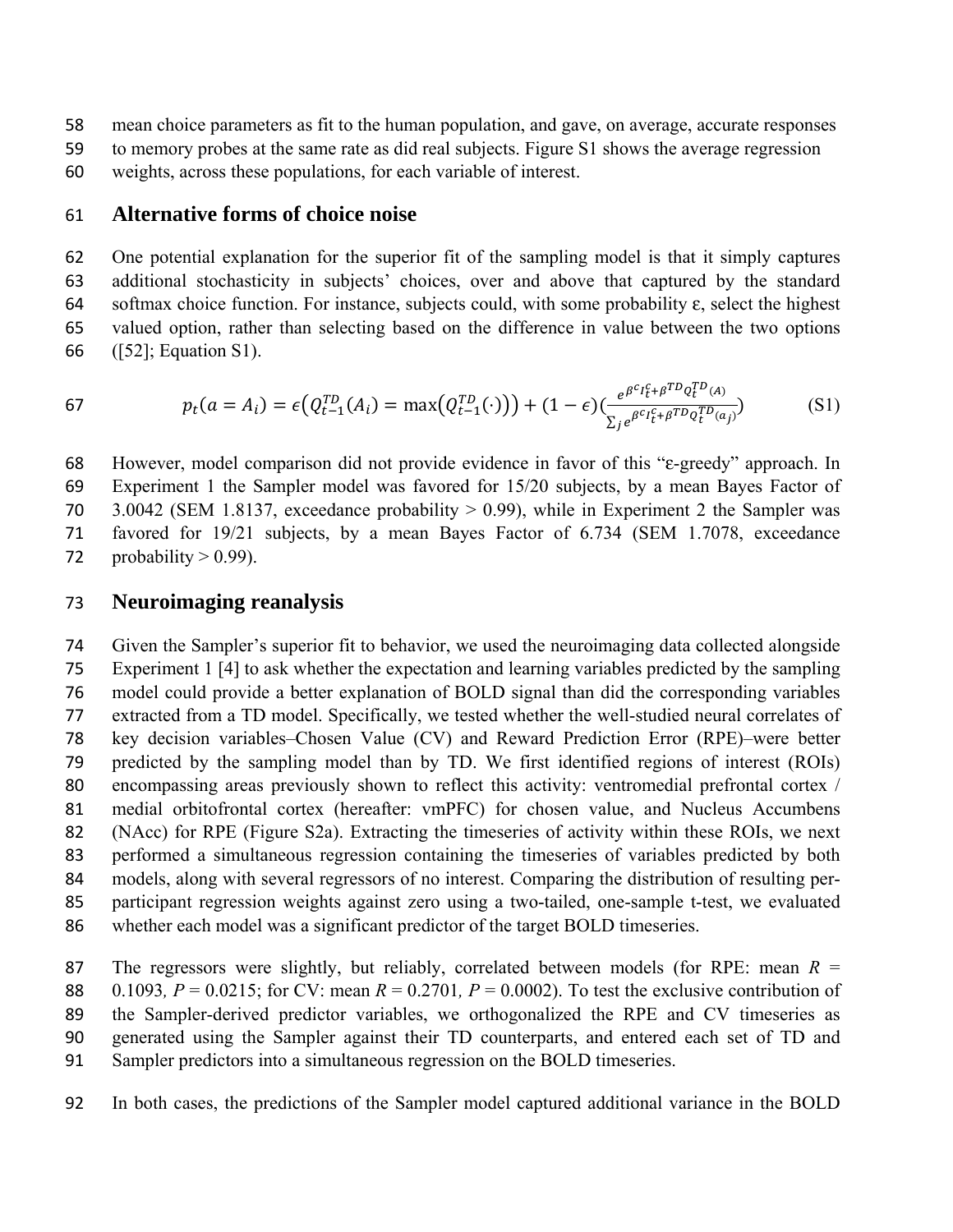mean choice parameters as fit to the human population, and gave, on average, accurate responses to memory probes at the same rate as did real subjects. Figure S1 shows the average regression weights, across these populations, for each variable of interest.

## Alternative forms of choice noise

One potential explanation for the superior fit of the sampling model is that it simply captures additional stochasticity in subjects' choices, over and above that captured by the standard softmax choice function. For instance, subjects could, with some probability ε, select the highest valued option, rather than selecting based on the difference in value between the two options ([52]; Equation S1).

$$p_t(a = A_i) = \epsilon\left(Q_{t-1}^{TD}(A_i) = \max\left(Q_{t-1}^{TD}(\cdot)\right)\right) + (1-\epsilon)\left(\frac{e^{\beta^c I_t^c + \beta^{TD} Q_t^{TD}(A)}}{\sum_j e^{\beta^c I_t^c + \beta^{TD} Q_t^{TD}(a_j)}}\right) \tag{S1}$$

However, model comparison did not provide evidence in favor of this "ε-greedy" approach. In Experiment 1 the Sampler model was favored for 15/20 subjects, by a mean Bayes Factor of 3.0042 (SEM 1.8137, exceedance probability > 0.99), while in Experiment 2 the Sampler was favored for 19/21 subjects, by a mean Bayes Factor of 6.734 (SEM 1.7078, exceedance probability > 0.99).

## Neuroimaging reanalysis

Given the Sampler's superior fit to behavior, we used the neuroimaging data collected alongside Experiment 1 [4] to ask whether the expectation and learning variables predicted by the sampling model could provide a better explanation of BOLD signal than did the corresponding variables extracted from a TD model. Specifically, we tested whether the well-studied neural correlates of key decision variables–Chosen Value (CV) and Reward Prediction Error (RPE)–were better predicted by the sampling model than by TD. We first identified regions of interest (ROIs) encompassing areas previously shown to reflect this activity: ventromedial prefrontal cortex / medial orbitofrontal cortex (hereafter: vmPFC) for chosen value, and Nucleus Accumbens (NAcc) for RPE (Figure S2a). Extracting the timeseries of activity within these ROIs, we next performed a simultaneous regression containing the timeseries of variables predicted by both models, along with several regressors of no interest. Comparing the distribution of resulting per-participant regression weights against zero using a two-tailed, one-sample t-test, we evaluated whether each model was a significant predictor of the target BOLD timeseries.

The regressors were slightly, but reliably, correlated between models (for RPE: mean $R$ = 0.1093, $P$ = 0.0215; for CV: mean $R$ = 0.2701, $P$ = 0.0002). To test the exclusive contribution of the Sampler-derived predictor variables, we orthogonalized the RPE and CV timeseries as generated using the Sampler against their TD counterparts, and entered each set of TD and Sampler predictors into a simultaneous regression on the BOLD timeseries.

In both cases, the predictions of the Sampler model captured additional variance in the BOLD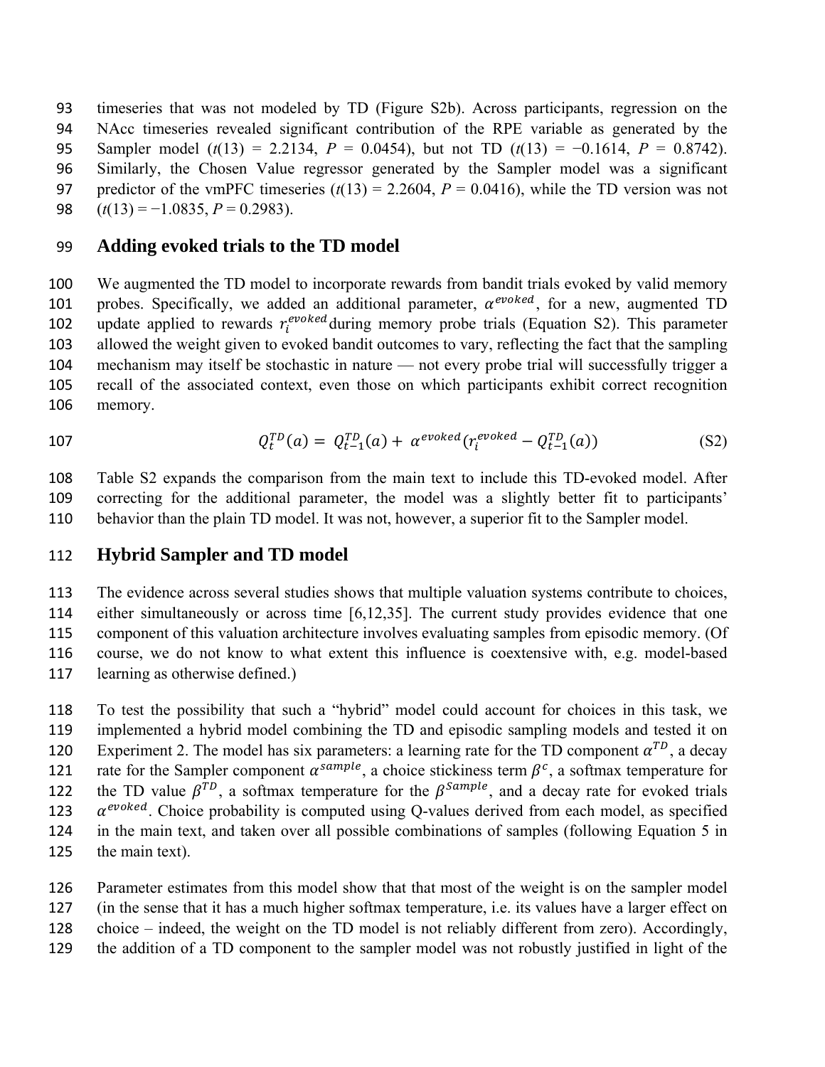timeseries that was not modeled by TD (Figure S2b). Across participants, regression on the NAcc timeseries revealed significant contribution of the RPE variable as generated by the Sampler model ($t(13)$ = 2.2134, $P$ = 0.0454), but not TD ($t(13)$ = −0.1614, $P$ = 0.8742). Similarly, the Chosen Value regressor generated by the Sampler model was a significant predictor of the vmPFC timeseries ($t(13)$ = 2.2604, $P$ = 0.0416), while the TD version was not ($t(13)$ = −1.0835, $P$ = 0.2983).

## Adding evoked trials to the TD model

We augmented the TD model to incorporate rewards from bandit trials evoked by valid memory probes. Specifically, we added an additional parameter, $\alpha^{evoked}$, for a new, augmented TD update applied to rewards $r_i^{evoked}$ during memory probe trials (Equation S2). This parameter allowed the weight given to evoked bandit outcomes to vary, reflecting the fact that the sampling mechanism may itself be stochastic in nature — not every probe trial will successfully trigger a recall of the associated context, even those on which participants exhibit correct recognition memory.

$$Q_t^{TD}(a) = Q_{t-1}^{TD}(a) + \alpha^{evoked}(r_i^{evoked} - Q_{t-1}^{TD}(a)) \tag{S2}$$

Table S2 expands the comparison from the main text to include this TD-evoked model. After correcting for the additional parameter, the model was a slightly better fit to participants' behavior than the plain TD model. It was not, however, a superior fit to the Sampler model.

## Hybrid Sampler and TD model

The evidence across several studies shows that multiple valuation systems contribute to choices, either simultaneously or across time [6,12,35]. The current study provides evidence that one component of this valuation architecture involves evaluating samples from episodic memory. (Of course, we do not know to what extent this influence is coextensive with, e.g. model-based learning as otherwise defined.)

To test the possibility that such a "hybrid" model could account for choices in this task, we implemented a hybrid model combining the TD and episodic sampling models and tested it on Experiment 2. The model has six parameters: a learning rate for the TD component $\alpha^{TD}$, a decay rate for the Sampler component $\alpha^{sample}$, a choice stickiness term $\beta^{c}$, a softmax temperature for the TD value $\beta^{TD}$, a softmax temperature for the $\beta^{Sample}$, and a decay rate for evoked trials $\alpha^{evoked}$. Choice probability is computed using Q-values derived from each model, as specified in the main text, and taken over all possible combinations of samples (following Equation 5 in the main text).

Parameter estimates from this model show that that most of the weight is on the sampler model (in the sense that it has a much higher softmax temperature, i.e. its values have a larger effect on choice – indeed, the weight on the TD model is not reliably different from zero). Accordingly, the addition of a TD component to the sampler model was not robustly justified in light of the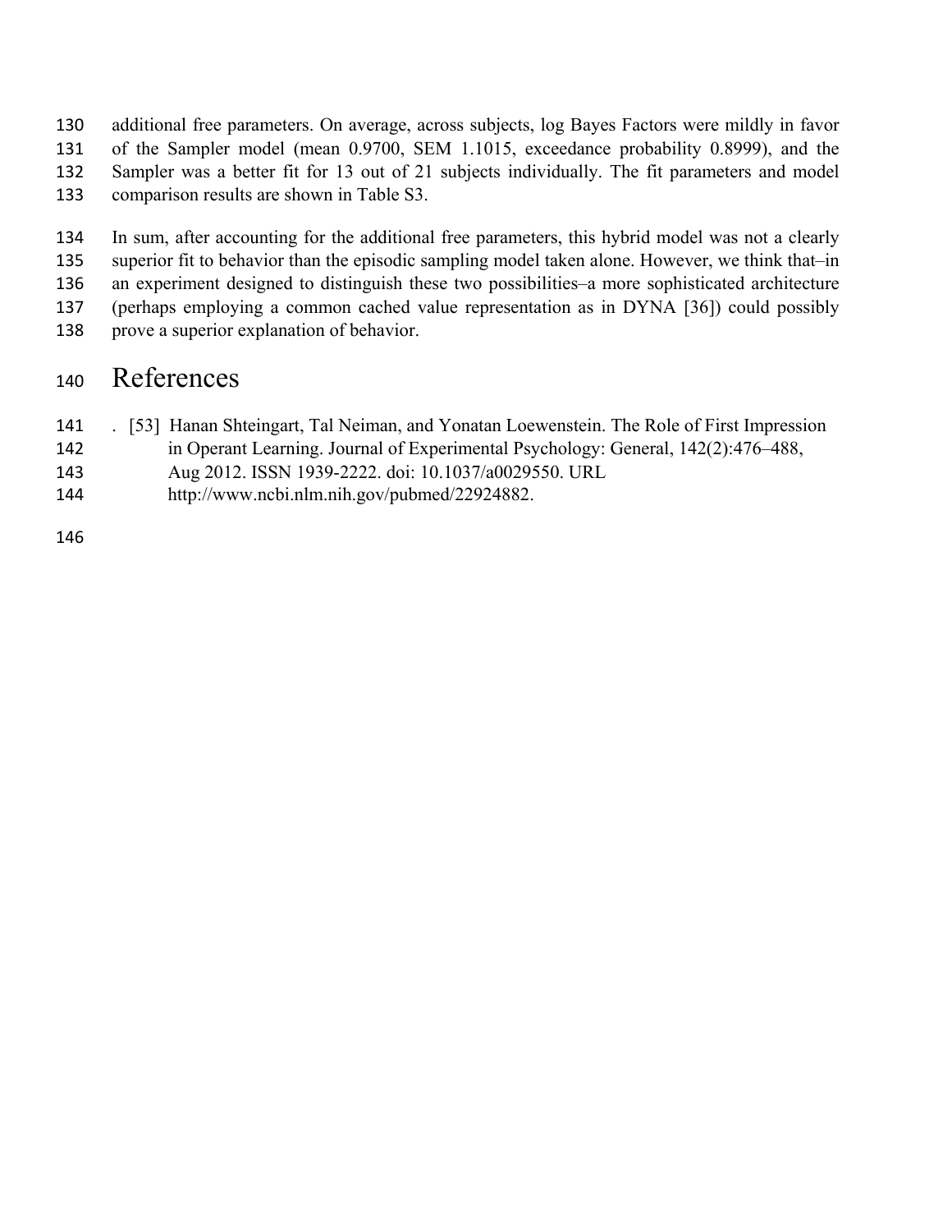additional free parameters. On average, across subjects, log Bayes Factors were mildly in favor of the Sampler model (mean 0.9700, SEM 1.1015, exceedance probability 0.8999), and the Sampler was a better fit for 13 out of 21 subjects individually. The fit parameters and model comparison results are shown in Table S3.

In sum, after accounting for the additional free parameters, this hybrid model was not a clearly superior fit to behavior than the episodic sampling model taken alone. However, we think that–in an experiment designed to distinguish these two possibilities–a more sophisticated architecture (perhaps employing a common cached value representation as in DYNA [36]) could possibly prove a superior explanation of behavior.

# References

[53] Hanan Shteingart, Tal Neiman, and Yonatan Loewenstein. The Role of First Impression in Operant Learning. Journal of Experimental Psychology: General, 142(2):476–488, Aug 2012. ISSN 1939-2222. doi: 10.1037/a0029550. URL http://www.ncbi.nlm.nih.gov/pubmed/22924882.